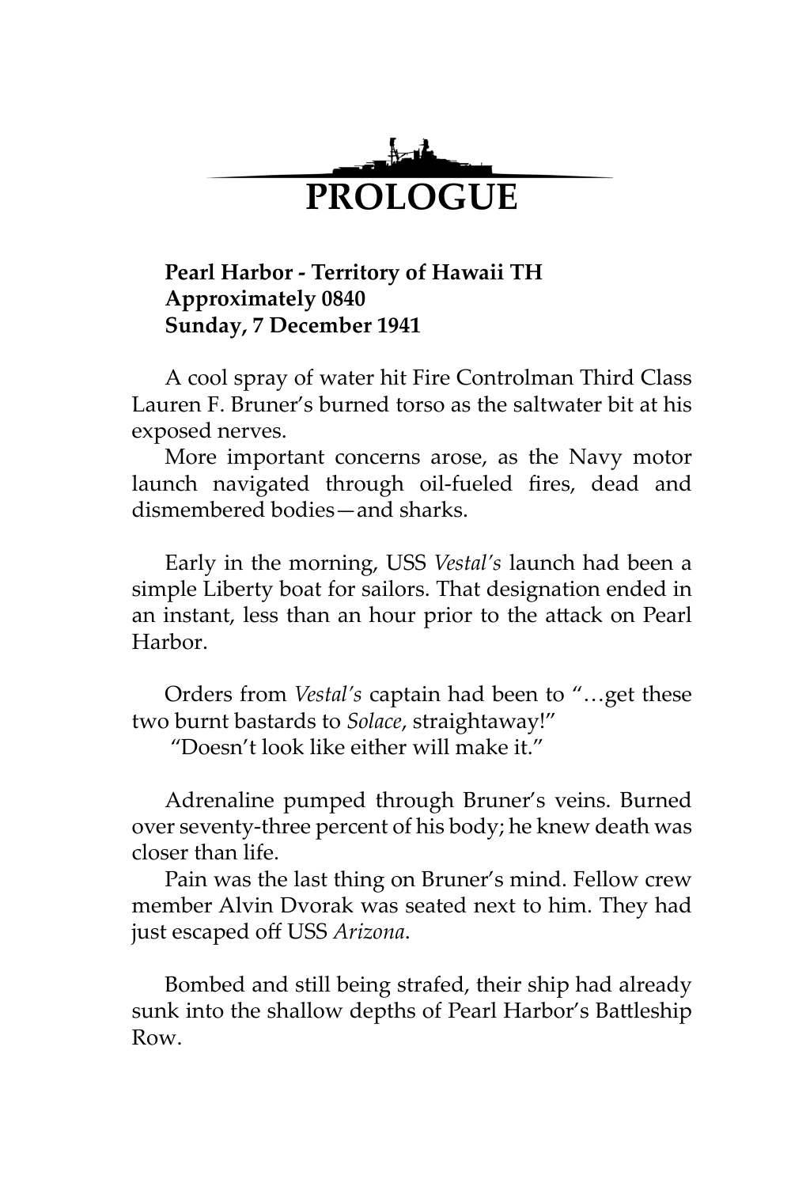# PROLOGUE

**Pearl Harbor - Territory of Hawaii TH**
**Approximately 0840**
**Sunday, 7 December 1941**

A cool spray of water hit Fire Controlman Third Class Lauren F. Bruner's burned torso as the saltwater bit at his exposed nerves.

More important concerns arose, as the Navy motor launch navigated through oil-fueled fires, dead and dismembered bodies—and sharks.

Early in the morning, USS *Vestal's* launch had been a simple Liberty boat for sailors. That designation ended in an instant, less than an hour prior to the attack on Pearl Harbor.

Orders from *Vestal's* captain had been to "…get these two burnt bastards to *Solace*, straightaway!"

"Doesn't look like either will make it."

Adrenaline pumped through Bruner's veins. Burned over seventy-three percent of his body; he knew death was closer than life.

Pain was the last thing on Bruner's mind. Fellow crew member Alvin Dvorak was seated next to him. They had just escaped off USS *Arizona*.

Bombed and still being strafed, their ship had already sunk into the shallow depths of Pearl Harbor's Battleship Row.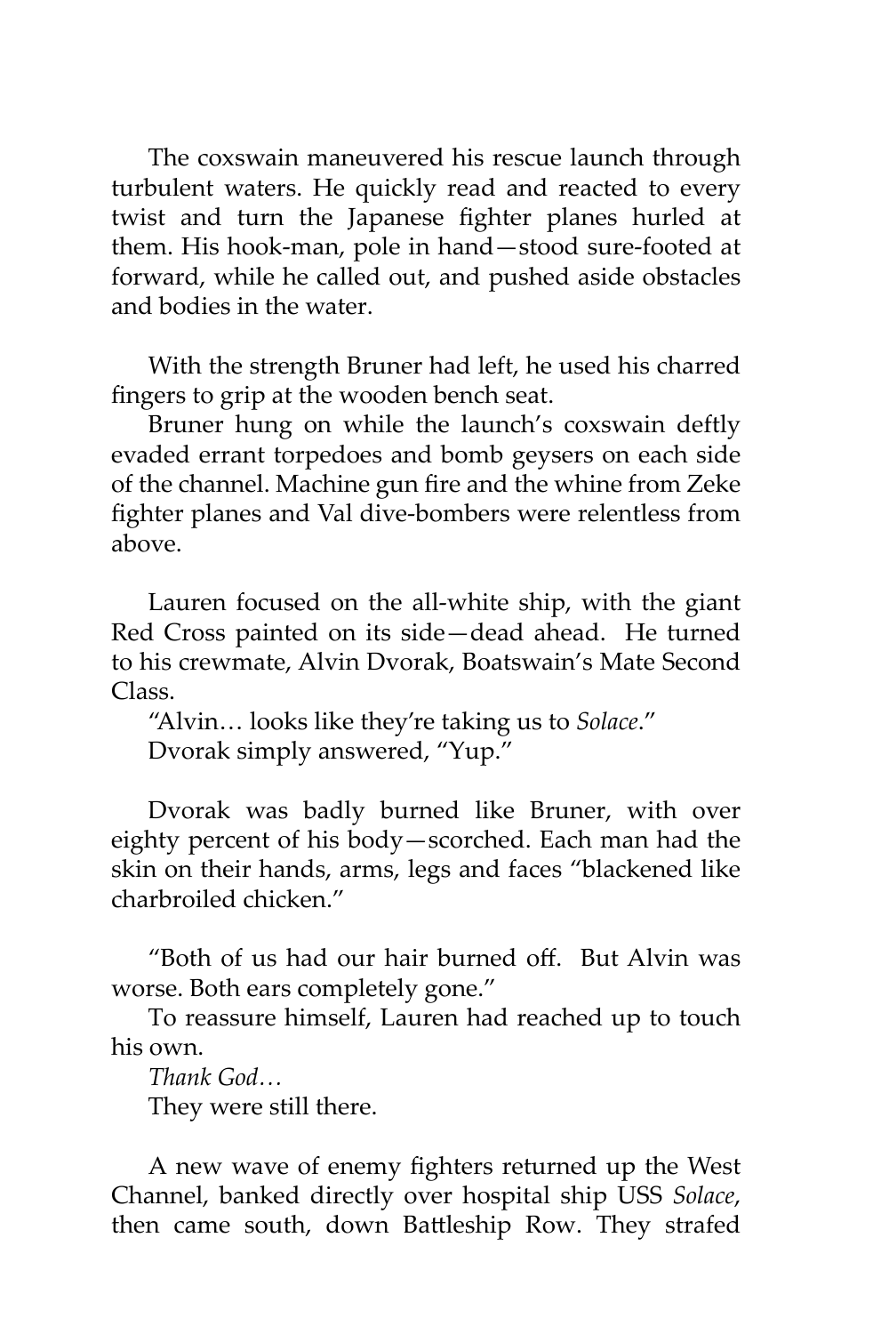The coxswain maneuvered his rescue launch through turbulent waters. He quickly read and reacted to every twist and turn the Japanese fighter planes hurled at them. His hook-man, pole in hand—stood sure-footed at forward, while he called out, and pushed aside obstacles and bodies in the water.

With the strength Bruner had left, he used his charred fingers to grip at the wooden bench seat.

Bruner hung on while the launch's coxswain deftly evaded errant torpedoes and bomb geysers on each side of the channel. Machine gun fire and the whine from Zeke fighter planes and Val dive-bombers were relentless from above.

Lauren focused on the all-white ship, with the giant Red Cross painted on its side—dead ahead. He turned to his crewmate, Alvin Dvorak, Boatswain's Mate Second Class.

"Alvin… looks like they're taking us to *Solace*."

Dvorak simply answered, "Yup."

Dvorak was badly burned like Bruner, with over eighty percent of his body—scorched. Each man had the skin on their hands, arms, legs and faces "blackened like charbroiled chicken."

"Both of us had our hair burned off. But Alvin was worse. Both ears completely gone."

To reassure himself, Lauren had reached up to touch his own.

*Thank God…*

They were still there.

A new wave of enemy fighters returned up the West Channel, banked directly over hospital ship USS *Solace*, then came south, down Battleship Row. They strafed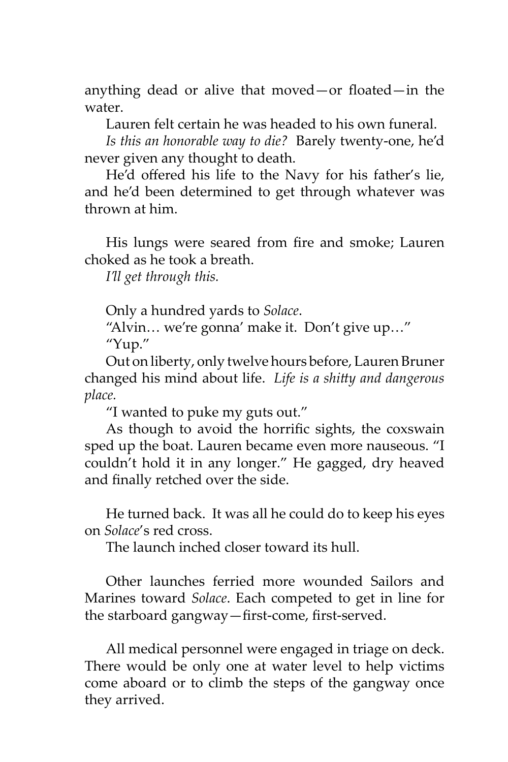anything dead or alive that moved—or floated—in the water.

Lauren felt certain he was headed to his own funeral.

*Is this an honorable way to die?* Barely twenty-one, he'd never given any thought to death.

He'd offered his life to the Navy for his father's lie, and he'd been determined to get through whatever was thrown at him.

His lungs were seared from fire and smoke; Lauren choked as he took a breath.

*I'll get through this.*

Only a hundred yards to *Solace*.

"Alvin… we're gonna' make it. Don't give up…"

"Yup."

Out on liberty, only twelve hours before, Lauren Bruner changed his mind about life. *Life is a shitty and dangerous place.*

"I wanted to puke my guts out."

As though to avoid the horrific sights, the coxswain sped up the boat. Lauren became even more nauseous. "I couldn't hold it in any longer." He gagged, dry heaved and finally retched over the side.

He turned back. It was all he could do to keep his eyes on *Solace*'s red cross.

The launch inched closer toward its hull.

Other launches ferried more wounded Sailors and Marines toward *Solace*. Each competed to get in line for the starboard gangway—first-come, first-served.

All medical personnel were engaged in triage on deck. There would be only one at water level to help victims come aboard or to climb the steps of the gangway once they arrived.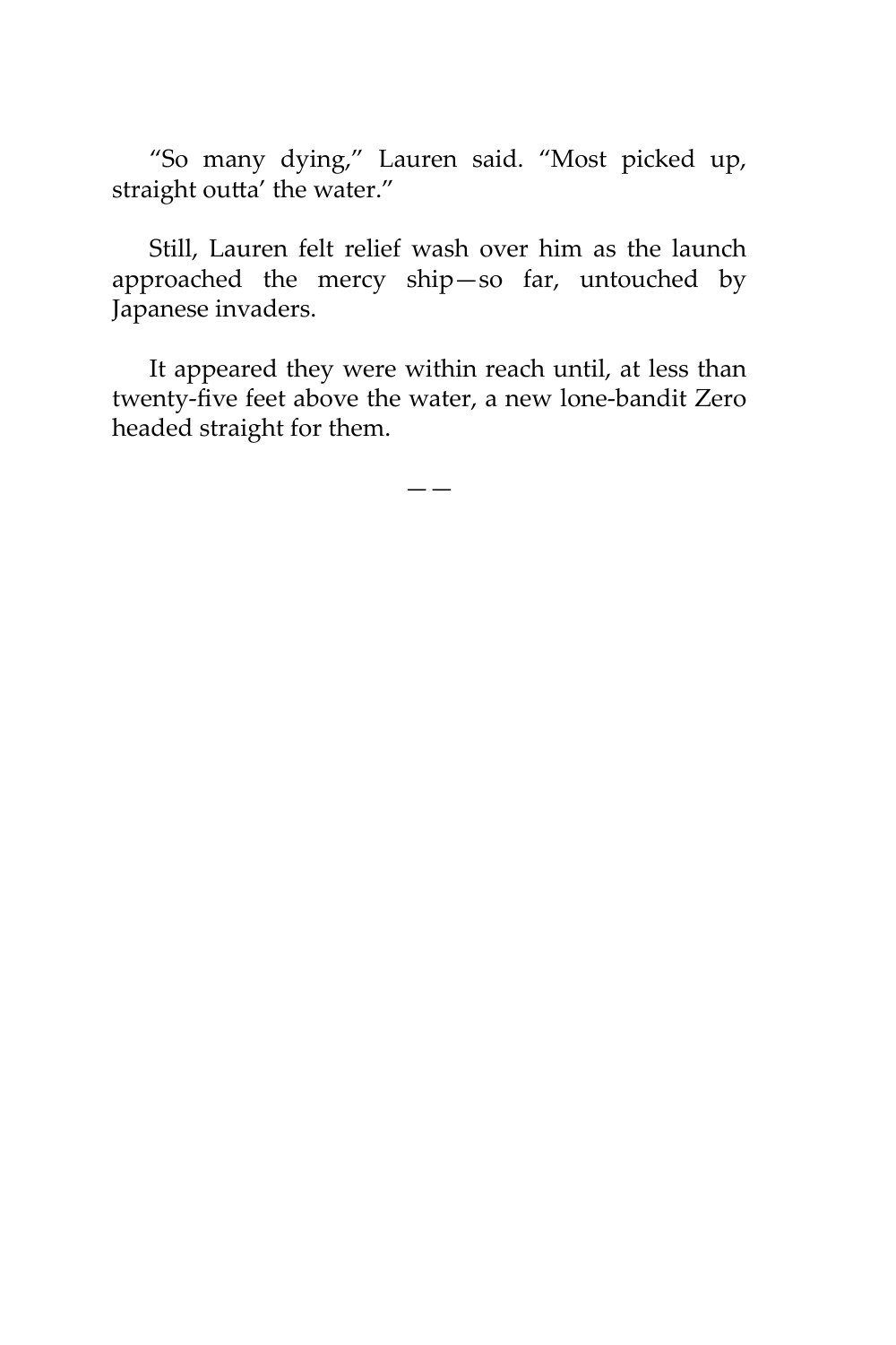"So many dying," Lauren said. "Most picked up, straight outta' the water."

Still, Lauren felt relief wash over him as the launch approached the mercy ship—so far, untouched by Japanese invaders.

It appeared they were within reach until, at less than twenty-five feet above the water, a new lone-bandit Zero headed straight for them.

——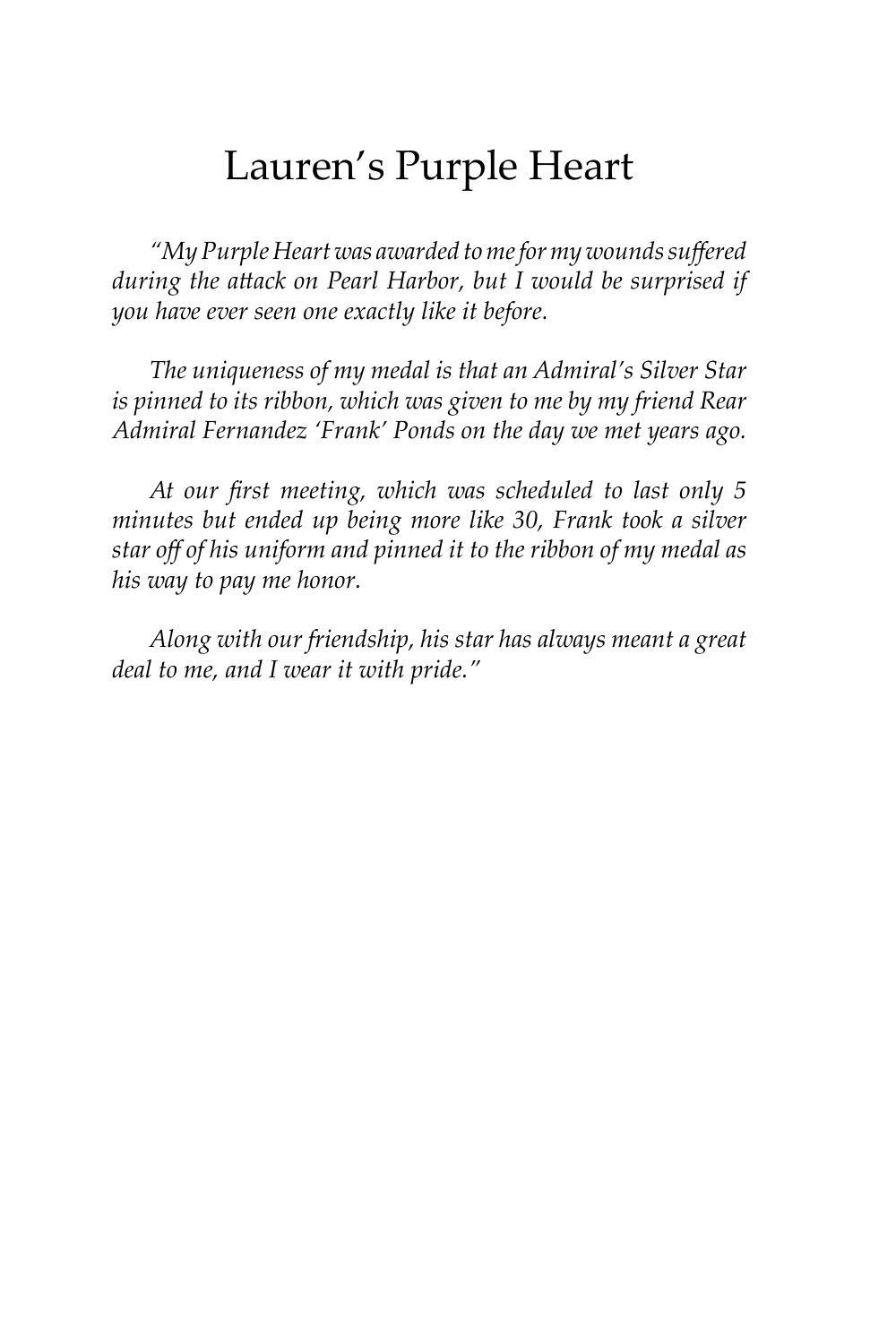# Lauren's Purple Heart

*"My Purple Heart was awarded to me for my wounds suffered during the attack on Pearl Harbor, but I would be surprised if you have ever seen one exactly like it before.*

*The uniqueness of my medal is that an Admiral's Silver Star is pinned to its ribbon, which was given to me by my friend Rear Admiral Fernandez 'Frank' Ponds on the day we met years ago.*

*At our first meeting, which was scheduled to last only 5 minutes but ended up being more like 30, Frank took a silver star off of his uniform and pinned it to the ribbon of my medal as his way to pay me honor.*

*Along with our friendship, his star has always meant a great deal to me, and I wear it with pride."*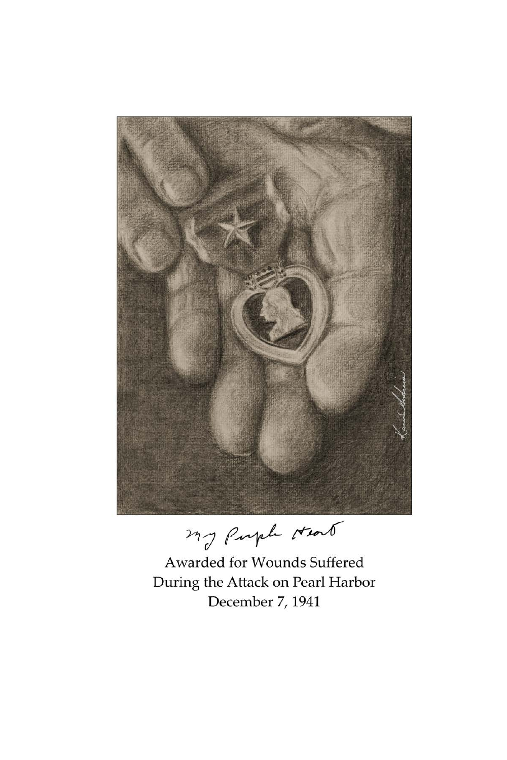My Purple Heart

Awarded for Wounds Suffered
During the Attack on Pearl Harbor
December 7, 1941